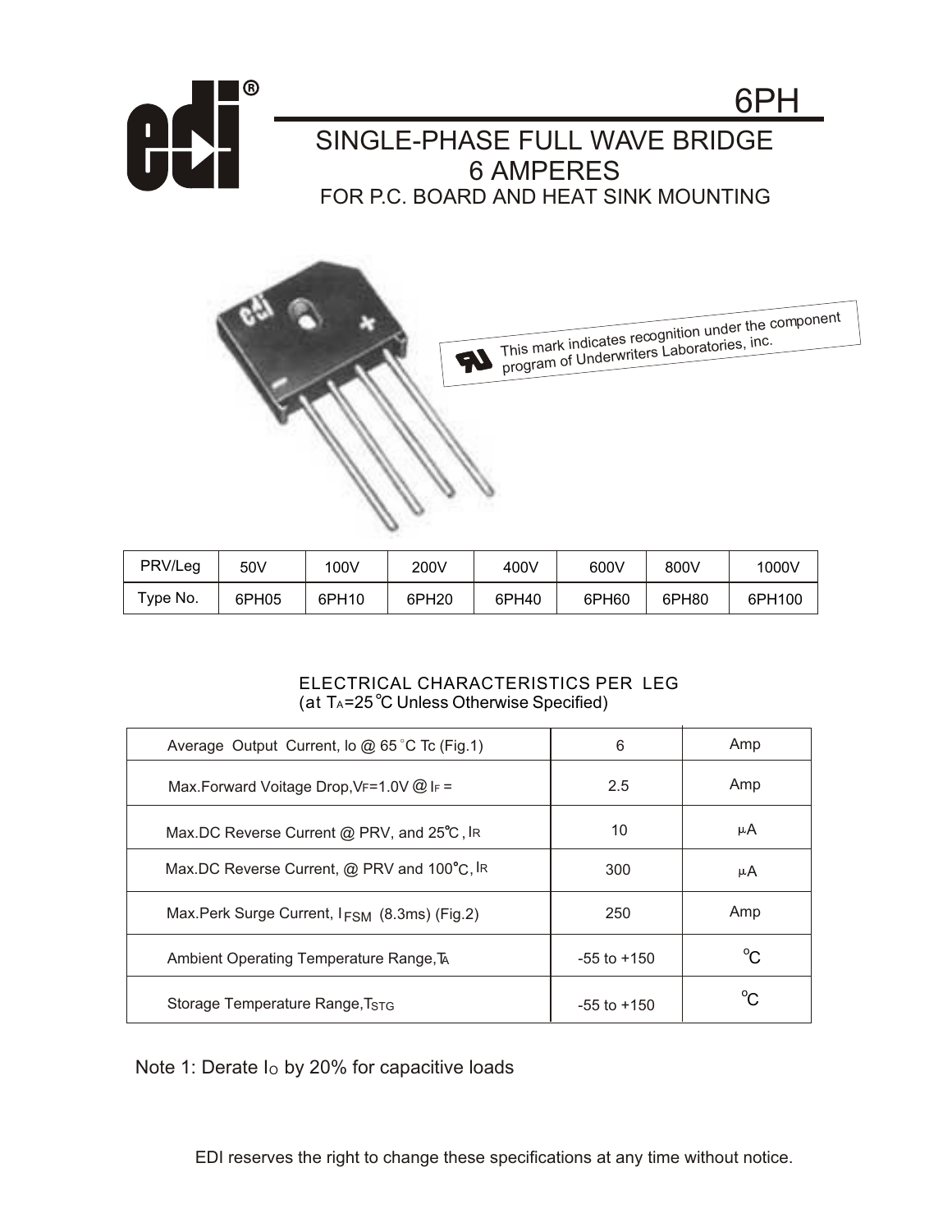# 6PH

## SINGLE-PHASE FULL WAVE BRIDGE
## 6 AMPERES
### FOR P.C. BOARD AND HEAT SINK MOUNTING

This mark indicates recognition under the component program of Underwriters Laboratories, inc.

| PRV/Leg | 50V | 100V | 200V | 400V | 600V | 800V | 1000V |
|---|---|---|---|---|---|---|---|
| Type No. | 6PH05 | 6PH10 | 6PH20 | 6PH40 | 6PH60 | 6PH80 | 6PH100 |

ELECTRICAL CHARACTERISTICS PER LEG
(at $T_A$=25 °C Unless Otherwise Specified)

| | | |
|---|---|---|
| Average Output Current, Io @ 65 °C Tc (Fig.1) | 6 | Amp |
| Max.Forward Voitage Drop, $V_F$=1.0V @ $I_F$ = | 2.5 | Amp |
| Max.DC Reverse Current @ PRV, and 25°C , $I_R$ | 10 | μA |
| Max.DC Reverse Current, @ PRV and 100°C, $I_R$ | 300 | μA |
| Max.Perk Surge Current, $I_{FSM}$ (8.3ms) (Fig.2) | 250 | Amp |
| Ambient Operating Temperature Range, $T_A$ | -55 to +150 | °C |
| Storage Temperature Range, $T_{STG}$ | -55 to +150 | °C |

Note 1: Derate $I_O$ by 20% for capacitive loads

EDI reserves the right to change these specifications at any time without notice.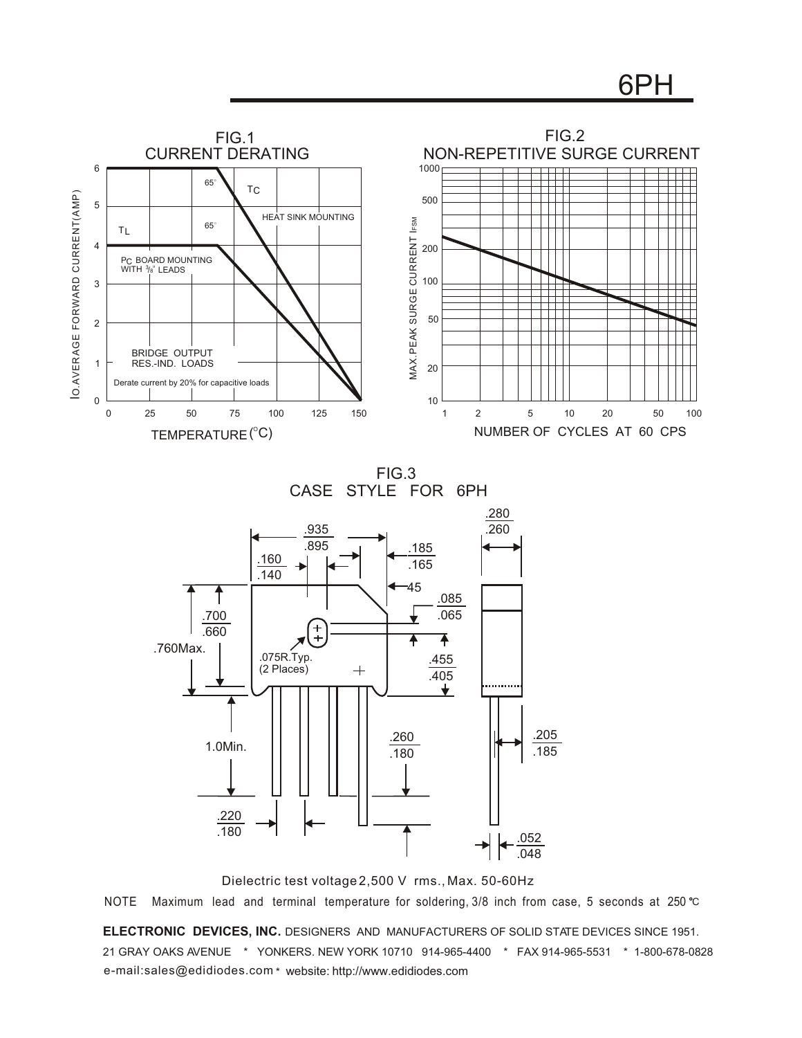# 6PH

## FIG.1 CURRENT DERATING

IO.AVERAGE FORWARD CURRENT(AMP)

6
5
4
3
2
1
0

65°
TC
HEAT SINK MOUNTING
65°
TL
PC BOARD MOUNTING WITH 3/8" LEADS
BRIDGE OUTPUT RES.-IND. LOADS
Derate current by 20% for capacitive loads

0 25 50 75 100 125 150

TEMPERATURE (°C)

## FIG.2 NON-REPETITIVE SURGE CURRENT

MAX.PEAK SURGE CURRENT IFSM

1000
500
200
100
50
20
10

1 2 5 10 20 50 100

NUMBER OF CYCLES AT 60 CPS

## FIG.3 CASE STYLE FOR 6PH

.935 / .895
.160 / .140
.185 / .165
45
.280 / .260
.085 / .065
.700 / .660
.760Max.
.075R.Typ. (2 Places)
.455 / .405
1.0Min.
.260 / .180
.205 / .185
.220 / .180
.052 / .048

Dielectric test voltage 2,500 V rms., Max. 50-60Hz

NOTE Maximum lead and terminal temperature for soldering, 3/8 inch from case, 5 seconds at 250 °C

**ELECTRONIC DEVICES, INC.** DESIGNERS AND MANUFACTURERS OF SOLID STATE DEVICES SINCE 1951.
21 GRAY OAKS AVENUE * YONKERS. NEW YORK 10710 914-965-4400 * FAX 914-965-5531 * 1-800-678-0828
e-mail:sales@edidiodes.com * website: http://www.edidiodes.com